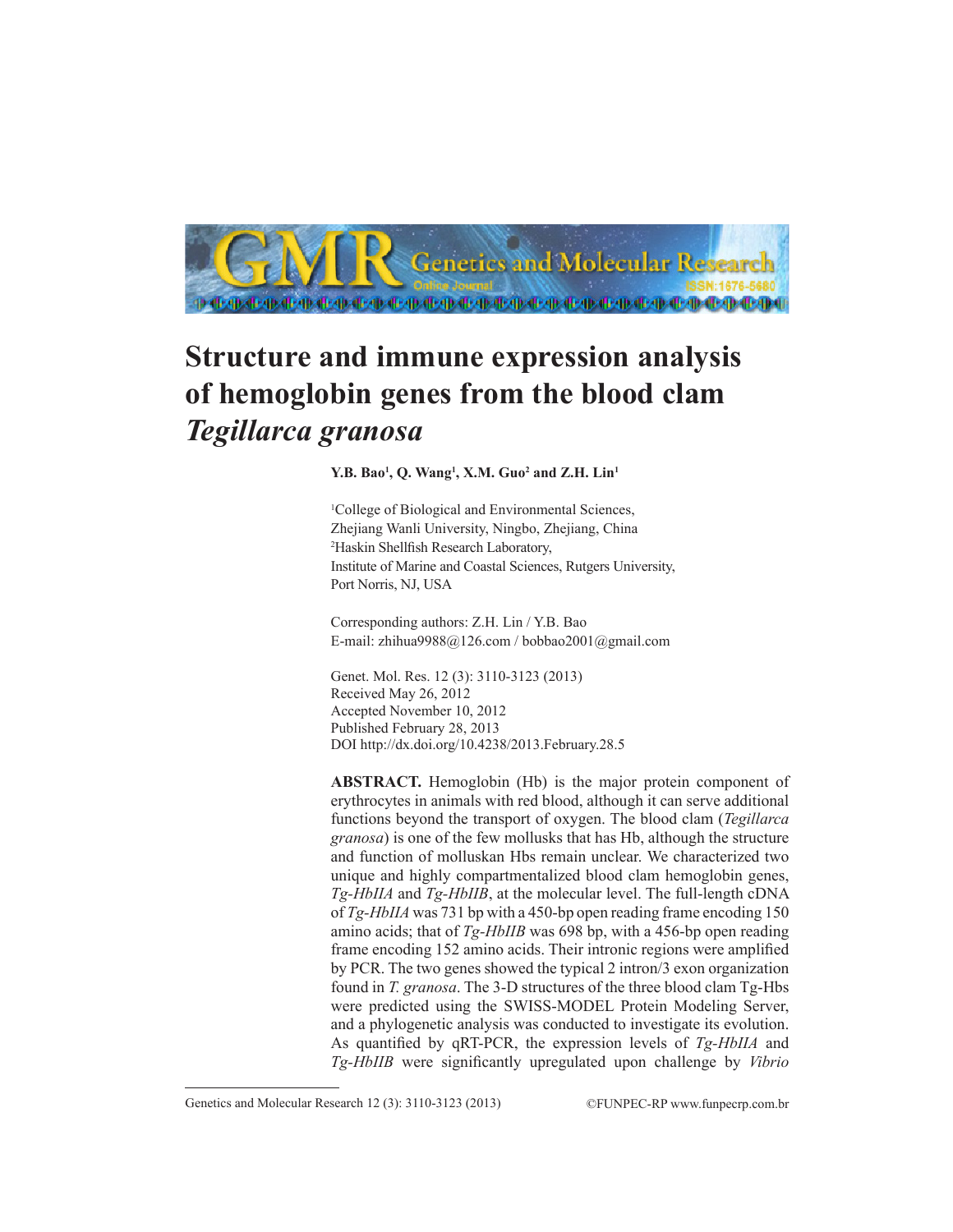# Structure and immune expression analysis of hemoglobin genes from the blood clam *Tegillarca granosa*

**Y.B. Bao[1], Q. Wang[1], X.M. Guo[2] and Z.H. Lin[1]**

[1]College of Biological and Environmental Sciences, Zhejiang Wanli University, Ningbo, Zhejiang, China
[2]Haskin Shellfish Research Laboratory, Institute of Marine and Coastal Sciences, Rutgers University, Port Norris, NJ, USA

Corresponding authors: Z.H. Lin / Y.B. Bao
E-mail: zhihua9988@126.com / bobbao2001@gmail.com

Genet. Mol. Res. 12 (3): 3110-3123 (2013)
Received May 26, 2012
Accepted November 10, 2012
Published February 28, 2013
DOI http://dx.doi.org/10.4238/2013.February.28.5

**ABSTRACT.** Hemoglobin (Hb) is the major protein component of erythrocytes in animals with red blood, although it can serve additional functions beyond the transport of oxygen. The blood clam (*Tegillarca granosa*) is one of the few mollusks that has Hb, although the structure and function of molluskan Hbs remain unclear. We characterized two unique and highly compartmentalized blood clam hemoglobin genes, *Tg-HbIIA* and *Tg-HbIIB*, at the molecular level. The full-length cDNA of *Tg-HbIIA* was 731 bp with a 450-bp open reading frame encoding 150 amino acids; that of *Tg-HbIIB* was 698 bp, with a 456-bp open reading frame encoding 152 amino acids. Their intronic regions were amplified by PCR. The two genes showed the typical 2 intron/3 exon organization found in *T. granosa*. The 3-D structures of the three blood clam Tg-Hbs were predicted using the SWISS-MODEL Protein Modeling Server, and a phylogenetic analysis was conducted to investigate its evolution. As quantified by qRT-PCR, the expression levels of *Tg-HbIIA* and *Tg-HbIIB* were significantly upregulated upon challenge by *Vibrio*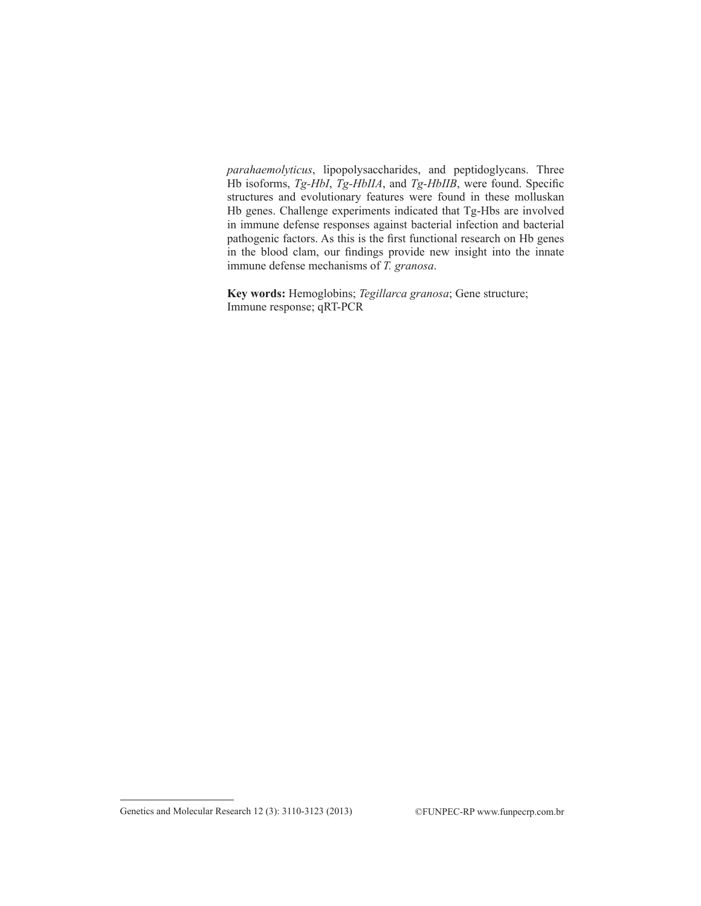*parahaemolyticus*, lipopolysaccharides, and peptidoglycans. Three Hb isoforms, *Tg-HbI*, *Tg-HbIIA*, and *Tg-HbIIB*, were found. Specific structures and evolutionary features were found in these molluskan Hb genes. Challenge experiments indicated that Tg-Hbs are involved in immune defense responses against bacterial infection and bacterial pathogenic factors. As this is the first functional research on Hb genes in the blood clam, our findings provide new insight into the innate immune defense mechanisms of *T. granosa*.

**Key words:** Hemoglobins; *Tegillarca granosa*; Gene structure; Immune response; qRT-PCR